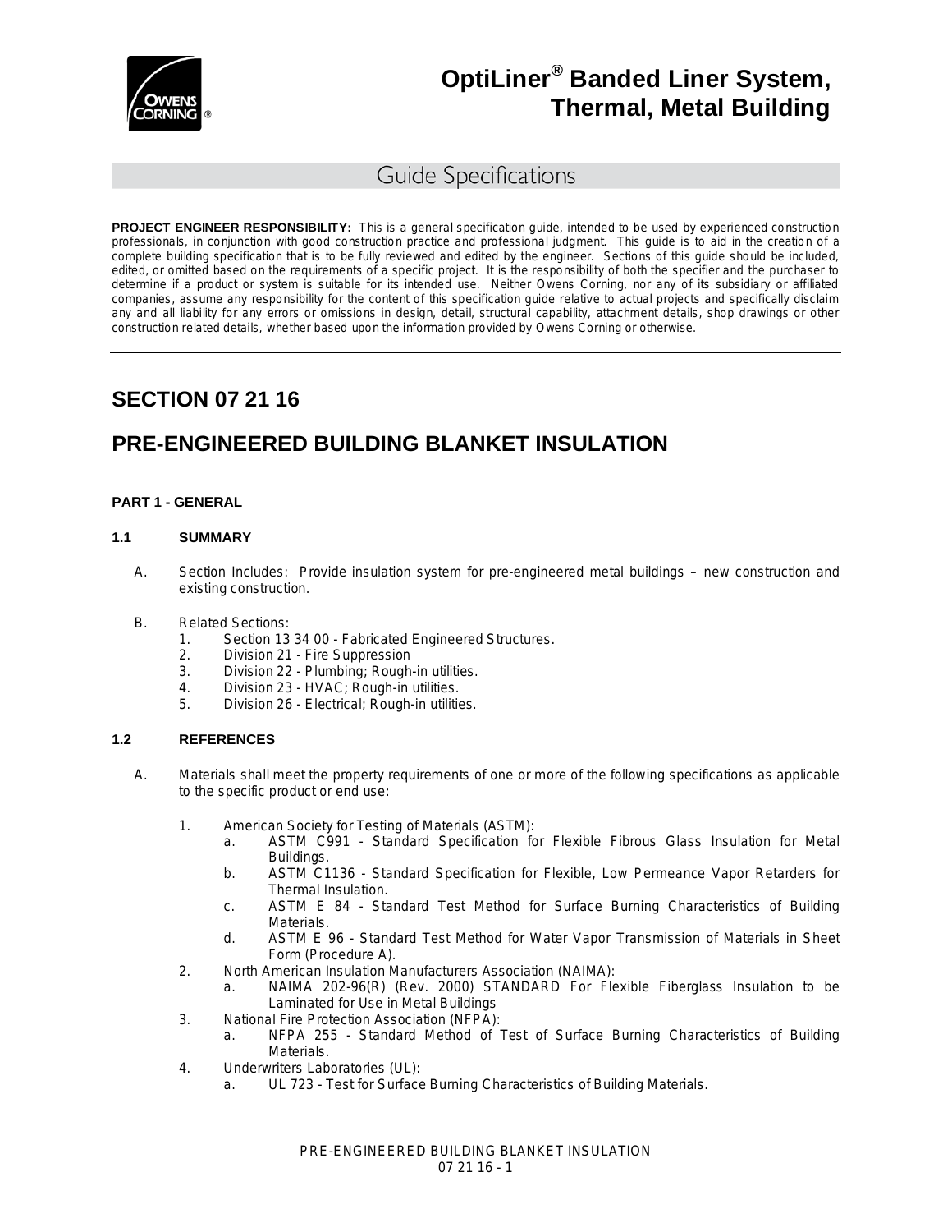# OptiLiner® Banded Liner System, Thermal, Metal Building

## Guide Specifications

**PROJECT ENGINEER RESPONSIBILITY:** This is a general specification guide, intended to be used by experienced construction professionals, in conjunction with good construction practice and professional judgment. This guide is to aid in the creation of a complete building specification that is to be fully reviewed and edited by the engineer. Sections of this guide should be included, edited, or omitted based on the requirements of a specific project. It is the responsibility of both the specifier and the purchaser to determine if a product or system is suitable for its intended use. Neither Owens Corning, nor any of its subsidiary or affiliated companies, assume any responsibility for the content of this specification guide relative to actual projects and specifically disclaim any and all liability for any errors or omissions in design, detail, structural capability, attachment details, shop drawings or other construction related details, whether based upon the information provided by Owens Corning or otherwise.

---

## SECTION 07 21 16

## PRE-ENGINEERED BUILDING BLANKET INSULATION

### PART 1 - GENERAL

#### 1.1 SUMMARY

A. Section Includes: Provide insulation system for pre-engineered metal buildings – new construction and existing construction.

B. Related Sections:
   1. Section 13 34 00 - Fabricated Engineered Structures.
   2. Division 21 - Fire Suppression
   3. Division 22 - Plumbing; Rough-in utilities.
   4. Division 23 - HVAC; Rough-in utilities.
   5. Division 26 - Electrical; Rough-in utilities.

#### 1.2 REFERENCES

A. Materials shall meet the property requirements of one or more of the following specifications as applicable to the specific product or end use:

   1. American Society for Testing of Materials (ASTM):
      a. ASTM C991 - Standard Specification for Flexible Fibrous Glass Insulation for Metal Buildings.
      b. ASTM C1136 - Standard Specification for Flexible, Low Permeance Vapor Retarders for Thermal Insulation.
      c. ASTM E 84 - Standard Test Method for Surface Burning Characteristics of Building Materials.
      d. ASTM E 96 - Standard Test Method for Water Vapor Transmission of Materials in Sheet Form (Procedure A).
   2. North American Insulation Manufacturers Association (NAIMA):
      a. NAIMA 202-96(R) (Rev. 2000) STANDARD For Flexible Fiberglass Insulation to be Laminated for Use in Metal Buildings
   3. National Fire Protection Association (NFPA):
      a. NFPA 255 - Standard Method of Test of Surface Burning Characteristics of Building Materials.
   4. Underwriters Laboratories (UL):
      a. UL 723 - Test for Surface Burning Characteristics of Building Materials.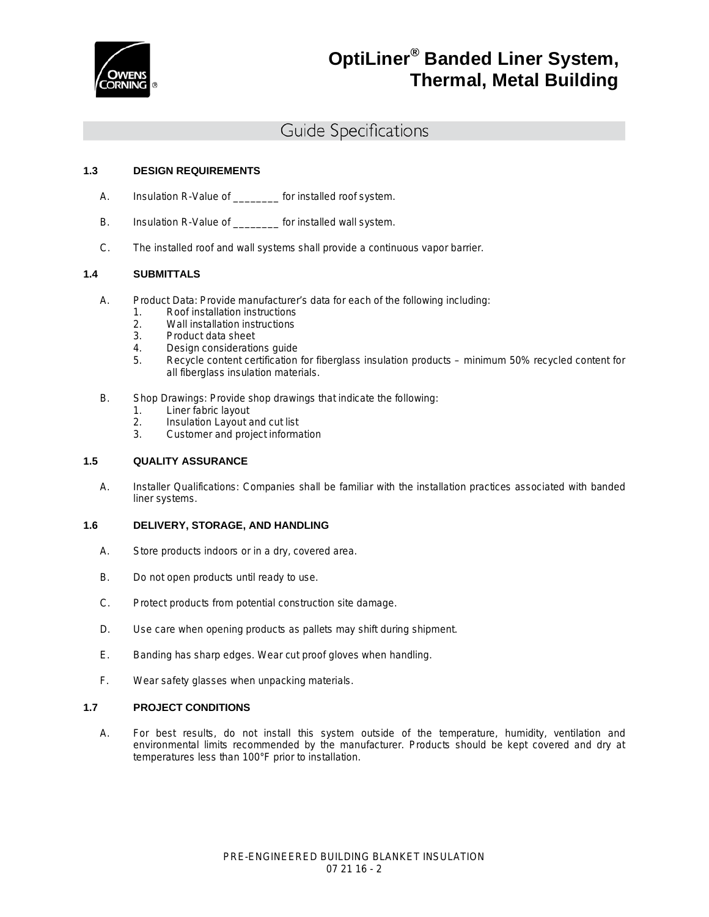# OptiLiner® Banded Liner System, Thermal, Metal Building

## Guide Specifications

### 1.3 DESIGN REQUIREMENTS

A. Insulation R-Value of ________ for installed roof system.

B. Insulation R-Value of ________ for installed wall system.

C. The installed roof and wall systems shall provide a continuous vapor barrier.

### 1.4 SUBMITTALS

A. Product Data: Provide manufacturer's data for each of the following including:
   1. Roof installation instructions
   2. Wall installation instructions
   3. Product data sheet
   4. Design considerations guide
   5. Recycle content certification for fiberglass insulation products – minimum 50% recycled content for all fiberglass insulation materials.

B. Shop Drawings: Provide shop drawings that indicate the following:
   1. Liner fabric layout
   2. Insulation Layout and cut list
   3. Customer and project information

### 1.5 QUALITY ASSURANCE

A. Installer Qualifications: Companies shall be familiar with the installation practices associated with banded liner systems.

### 1.6 DELIVERY, STORAGE, AND HANDLING

A. Store products indoors or in a dry, covered area.

B. Do not open products until ready to use.

C. Protect products from potential construction site damage.

D. Use care when opening products as pallets may shift during shipment.

E. Banding has sharp edges. Wear cut proof gloves when handling.

F. Wear safety glasses when unpacking materials.

### 1.7 PROJECT CONDITIONS

A. For best results, do not install this system outside of the temperature, humidity, ventilation and environmental limits recommended by the manufacturer. Products should be kept covered and dry at temperatures less than 100°F prior to installation.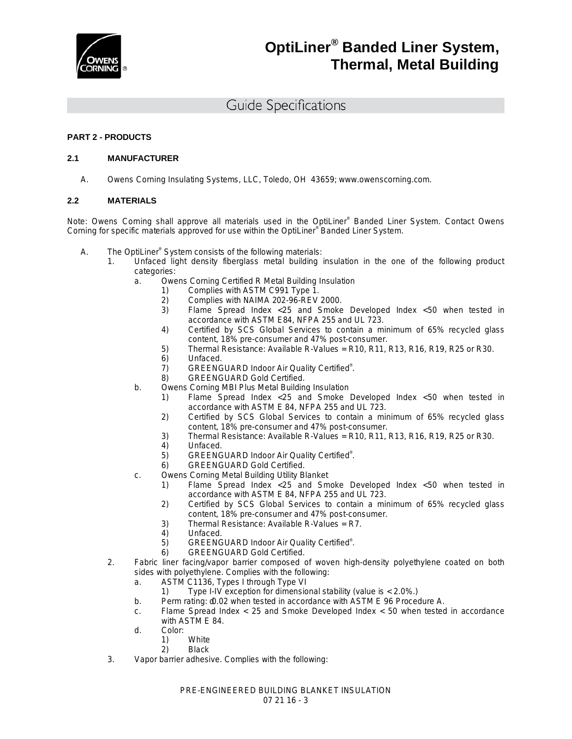# OptiLiner® Banded Liner System, Thermal, Metal Building

## Guide Specifications

### PART 2 - PRODUCTS

#### 2.1 MANUFACTURER

A. Owens Corning Insulating Systems, LLC, Toledo, OH 43659; www.owenscorning.com.

#### 2.2 MATERIALS

Note: Owens Corning shall approve all materials used in the OptiLiner® Banded Liner System. Contact Owens Corning for specific materials approved for use within the OptiLiner® Banded Liner System.

A. The OptiLiner® System consists of the following materials:
   1. Unfaced light density fiberglass metal building insulation in the one of the following product categories:
      a. Owens Corning Certified R Metal Building Insulation
         1) Complies with ASTM C991 Type 1.
         2) Complies with NAIMA 202-96-REV 2000.
         3) Flame Spread Index <25 and Smoke Developed Index <50 when tested in accordance with ASTM E84, NFPA 255 and UL 723.
         4) Certified by SCS Global Services to contain a minimum of 65% recycled glass content, 18% pre-consumer and 47% post-consumer.
         5) Thermal Resistance: Available R-Values = R10, R11, R13, R16, R19, R25 or R30.
         6) Unfaced.
         7) GREENGUARD Indoor Air Quality Certified®.
         8) GREENGUARD Gold Certified.
      b. Owens Corning MBI Plus Metal Building Insulation
         1) Flame Spread Index <25 and Smoke Developed Index <50 when tested in accordance with ASTM E 84, NFPA 255 and UL 723.
         2) Certified by SCS Global Services to contain a minimum of 65% recycled glass content, 18% pre-consumer and 47% post-consumer.
         3) Thermal Resistance: Available R-Values = R10, R11, R13, R16, R19, R25 or R30.
         4) Unfaced.
         5) GREENGUARD Indoor Air Quality Certified®.
         6) GREENGUARD Gold Certified.
      c. Owens Corning Metal Building Utility Blanket
         1) Flame Spread Index <25 and Smoke Developed Index <50 when tested in accordance with ASTM E 84, NFPA 255 and UL 723.
         2) Certified by SCS Global Services to contain a minimum of 65% recycled glass content, 18% pre-consumer and 47% post-consumer.
         3) Thermal Resistance: Available R-Values = R7.
         4) Unfaced.
         5) GREENGUARD Indoor Air Quality Certified®.
         6) GREENGUARD Gold Certified.
   2. Fabric liner facing/vapor barrier composed of woven high-density polyethylene coated on both sides with polyethylene. Complies with the following:
      a. ASTM C1136, Types I through Type VI
         1) Type I-IV exception for dimensional stability (value is < 2.0%.)
      b. Perm rating: ≤0.02 when tested in accordance with ASTM E 96 Procedure A.
      c. Flame Spread Index < 25 and Smoke Developed Index < 50 when tested in accordance with ASTM E 84.
      d. Color:
         1) White
         2) Black
   3. Vapor barrier adhesive. Complies with the following: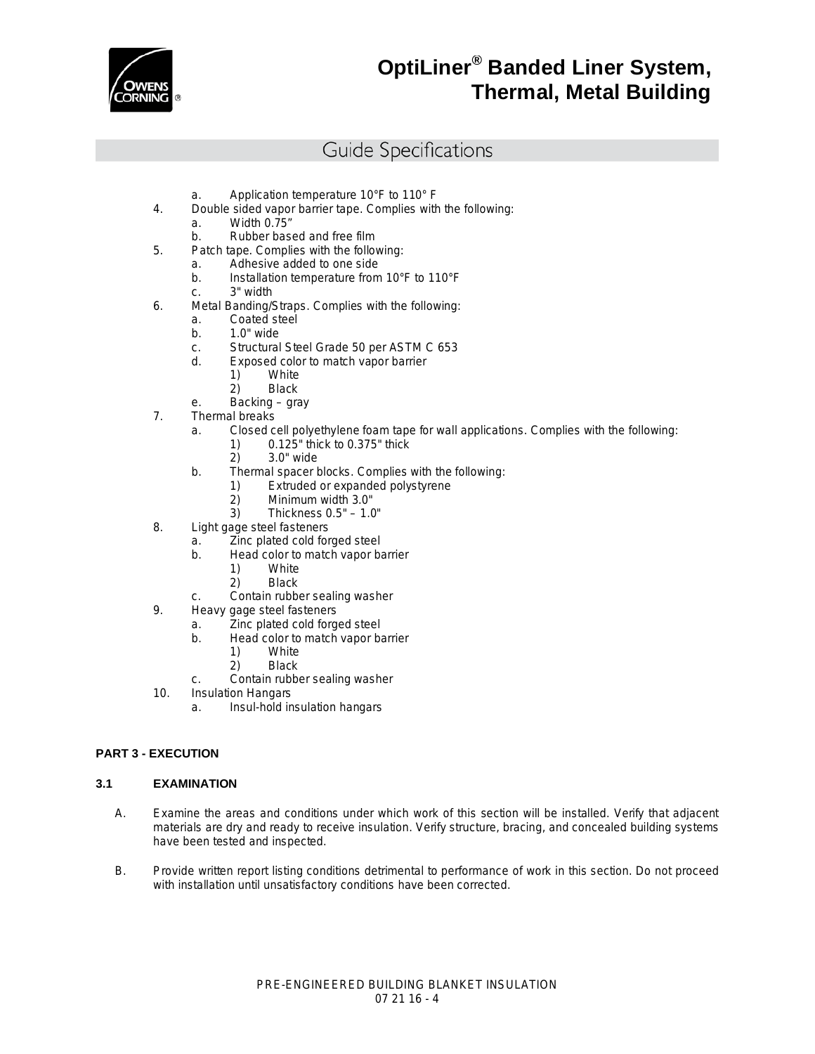a. Application temperature 10°F to 110° F

4. Double sided vapor barrier tape. Complies with the following:
   a. Width 0.75"
   b. Rubber based and free film
5. Patch tape. Complies with the following:
   a. Adhesive added to one side
   b. Installation temperature from 10°F to 110°F
   c. 3" width
6. Metal Banding/Straps. Complies with the following:
   a. Coated steel
   b. 1.0" wide
   c. Structural Steel Grade 50 per ASTM C 653
   d. Exposed color to match vapor barrier
      1) White
      2) Black
   e. Backing – gray
7. Thermal breaks
   a. Closed cell polyethylene foam tape for wall applications. Complies with the following:
      1) 0.125" thick to 0.375" thick
      2) 3.0" wide
   b. Thermal spacer blocks. Complies with the following:
      1) Extruded or expanded polystyrene
      2) Minimum width 3.0"
      3) Thickness 0.5" – 1.0"
8. Light gage steel fasteners
   a. Zinc plated cold forged steel
   b. Head color to match vapor barrier
      1) White
      2) Black
   c. Contain rubber sealing washer
9. Heavy gage steel fasteners
   a. Zinc plated cold forged steel
   b. Head color to match vapor barrier
      1) White
      2) Black
   c. Contain rubber sealing washer
10. Insulation Hangars
    a. Insul-hold insulation hangars

## PART 3 - EXECUTION

### 3.1 EXAMINATION

A. Examine the areas and conditions under which work of this section will be installed. Verify that adjacent materials are dry and ready to receive insulation. Verify structure, bracing, and concealed building systems have been tested and inspected.

B. Provide written report listing conditions detrimental to performance of work in this section. Do not proceed with installation until unsatisfactory conditions have been corrected.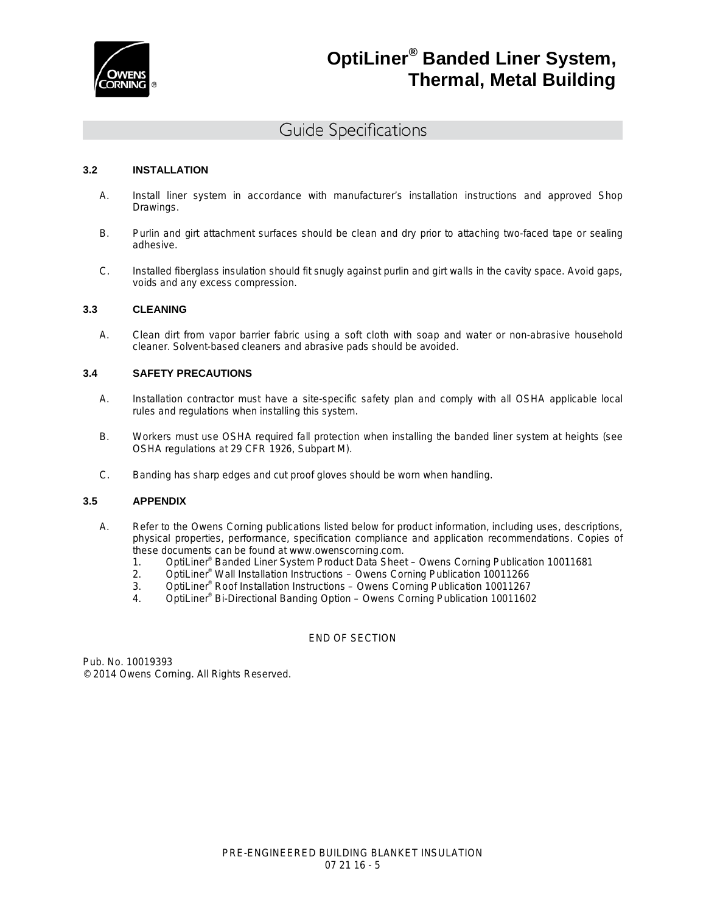## 3.2 INSTALLATION

A. Install liner system in accordance with manufacturer's installation instructions and approved Shop Drawings.

B. Purlin and girt attachment surfaces should be clean and dry prior to attaching two-faced tape or sealing adhesive.

C. Installed fiberglass insulation should fit snugly against purlin and girt walls in the cavity space. Avoid gaps, voids and any excess compression.

## 3.3 CLEANING

A. Clean dirt from vapor barrier fabric using a soft cloth with soap and water or non-abrasive household cleaner. Solvent-based cleaners and abrasive pads should be avoided.

## 3.4 SAFETY PRECAUTIONS

A. Installation contractor must have a site-specific safety plan and comply with all OSHA applicable local rules and regulations when installing this system.

B. Workers must use OSHA required fall protection when installing the banded liner system at heights (see OSHA regulations at 29 CFR 1926, Subpart M).

C. Banding has sharp edges and cut proof gloves should be worn when handling.

## 3.5 APPENDIX

A. Refer to the Owens Corning publications listed below for product information, including uses, descriptions, physical properties, performance, specification compliance and application recommendations. Copies of these documents can be found at www.owenscorning.com.
   1. OptiLiner® Banded Liner System Product Data Sheet – Owens Corning Publication 10011681
   2. OptiLiner® Wall Installation Instructions – Owens Corning Publication 10011266
   3. OptiLiner® Roof Installation Instructions – Owens Corning Publication 10011267
   4. OptiLiner® Bi-Directional Banding Option – Owens Corning Publication 10011602

END OF SECTION

Pub. No. 10019393
© 2014 Owens Corning. All Rights Reserved.